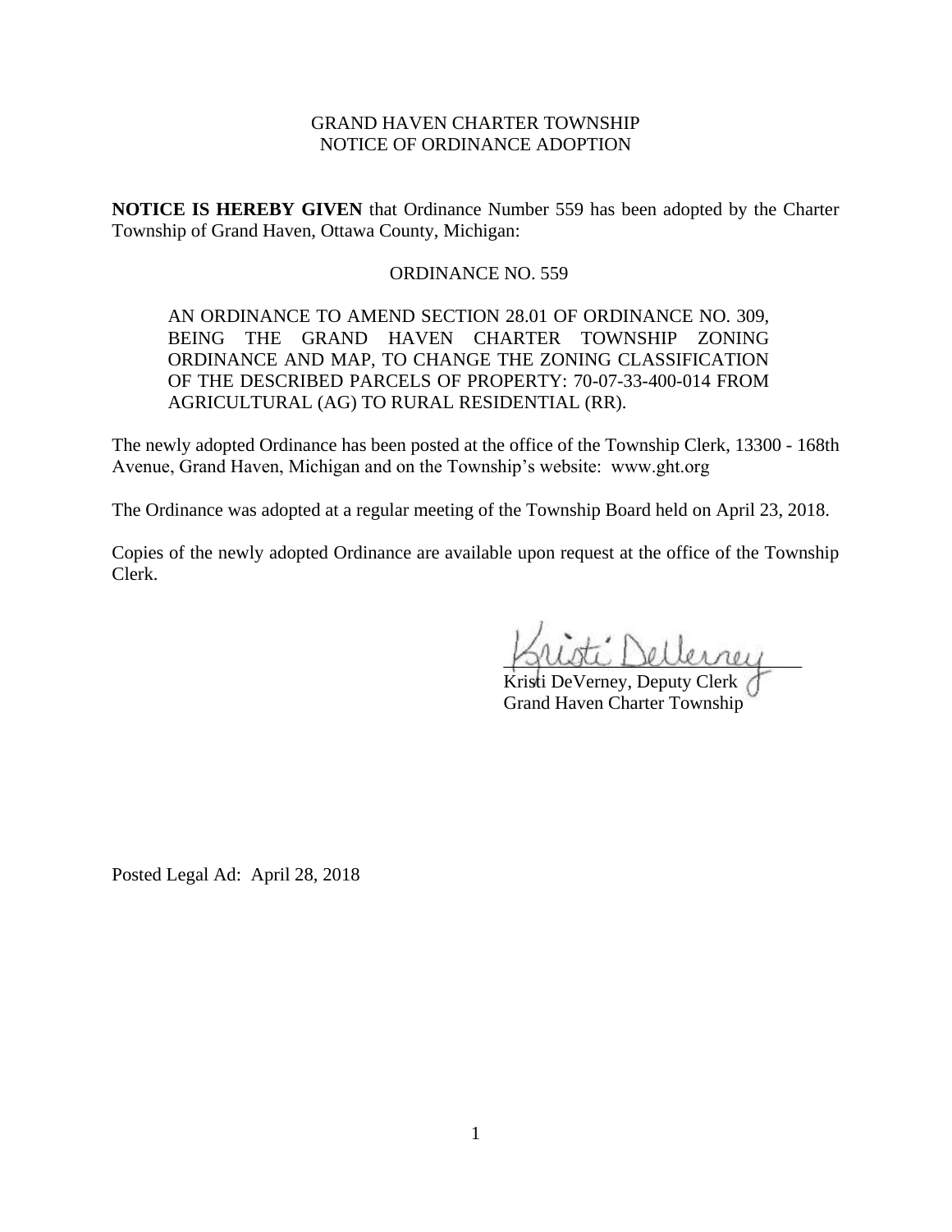# GRAND HAVEN CHARTER TOWNSHIP
## NOTICE OF ORDINANCE ADOPTION

**NOTICE IS HEREBY GIVEN** that Ordinance Number 559 has been adopted by the Charter Township of Grand Haven, Ottawa County, Michigan:

### ORDINANCE NO. 559

> AN ORDINANCE TO AMEND SECTION 28.01 OF ORDINANCE NO. 309, BEING THE GRAND HAVEN CHARTER TOWNSHIP ZONING ORDINANCE AND MAP, TO CHANGE THE ZONING CLASSIFICATION OF THE DESCRIBED PARCELS OF PROPERTY: 70-07-33-400-014 FROM AGRICULTURAL (AG) TO RURAL RESIDENTIAL (RR).

The newly adopted Ordinance has been posted at the office of the Township Clerk, 13300 - 168th Avenue, Grand Haven, Michigan and on the Township's website: www.ght.org

The Ordinance was adopted at a regular meeting of the Township Board held on April 23, 2018.

Copies of the newly adopted Ordinance are available upon request at the office of the Township Clerk.

Kristi DeVerney, Deputy Clerk
Grand Haven Charter Township

Posted Legal Ad: April 28, 2018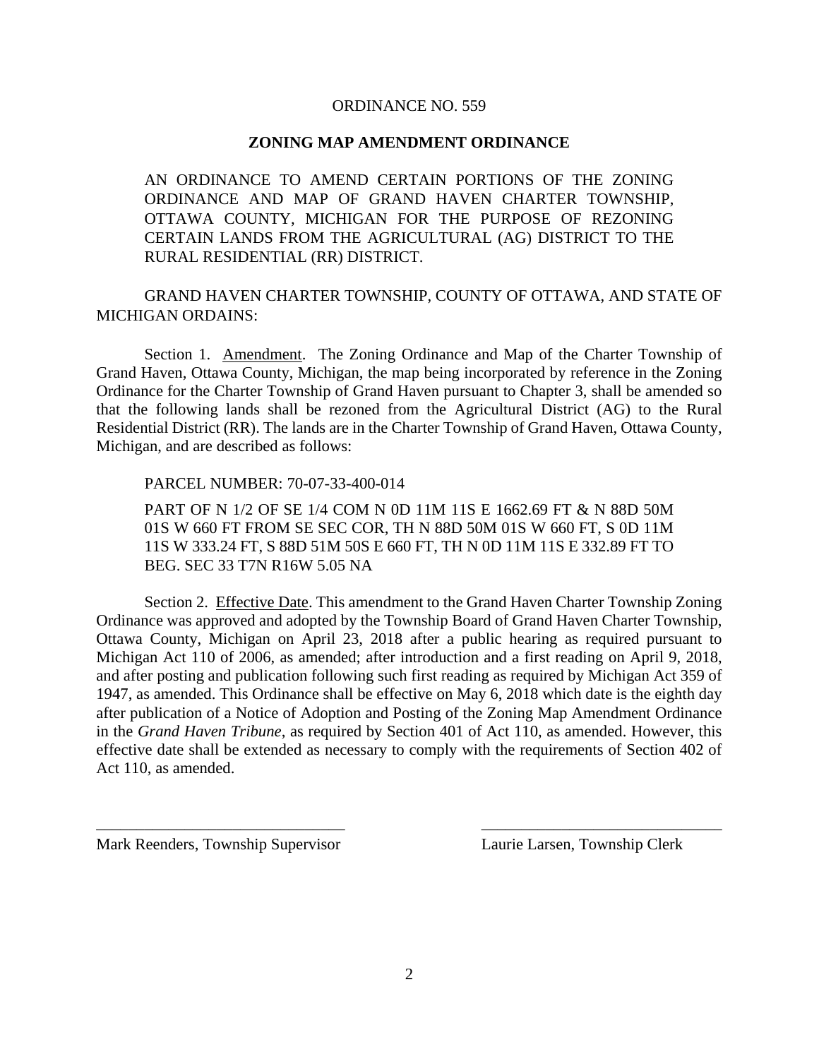ORDINANCE NO. 559

**ZONING MAP AMENDMENT ORDINANCE**

AN ORDINANCE TO AMEND CERTAIN PORTIONS OF THE ZONING ORDINANCE AND MAP OF GRAND HAVEN CHARTER TOWNSHIP, OTTAWA COUNTY, MICHIGAN FOR THE PURPOSE OF REZONING CERTAIN LANDS FROM THE AGRICULTURAL (AG) DISTRICT TO THE RURAL RESIDENTIAL (RR) DISTRICT.

GRAND HAVEN CHARTER TOWNSHIP, COUNTY OF OTTAWA, AND STATE OF MICHIGAN ORDAINS:

Section 1. Amendment. The Zoning Ordinance and Map of the Charter Township of Grand Haven, Ottawa County, Michigan, the map being incorporated by reference in the Zoning Ordinance for the Charter Township of Grand Haven pursuant to Chapter 3, shall be amended so that the following lands shall be rezoned from the Agricultural District (AG) to the Rural Residential District (RR). The lands are in the Charter Township of Grand Haven, Ottawa County, Michigan, and are described as follows:

PARCEL NUMBER: 70-07-33-400-014

PART OF N 1/2 OF SE 1/4 COM N 0D 11M 11S E 1662.69 FT & N 88D 50M 01S W 660 FT FROM SE SEC COR, TH N 88D 50M 01S W 660 FT, S 0D 11M 11S W 333.24 FT, S 88D 51M 50S E 660 FT, TH N 0D 11M 11S E 332.89 FT TO BEG. SEC 33 T7N R16W 5.05 NA

Section 2. Effective Date. This amendment to the Grand Haven Charter Township Zoning Ordinance was approved and adopted by the Township Board of Grand Haven Charter Township, Ottawa County, Michigan on April 23, 2018 after a public hearing as required pursuant to Michigan Act 110 of 2006, as amended; after introduction and a first reading on April 9, 2018, and after posting and publication following such first reading as required by Michigan Act 359 of 1947, as amended. This Ordinance shall be effective on May 6, 2018 which date is the eighth day after publication of a Notice of Adoption and Posting of the Zoning Map Amendment Ordinance in the *Grand Haven Tribune*, as required by Section 401 of Act 110, as amended. However, this effective date shall be extended as necessary to comply with the requirements of Section 402 of Act 110, as amended.

_______________________________ Mark Reenders, Township Supervisor

_______________________________ Laurie Larsen, Township Clerk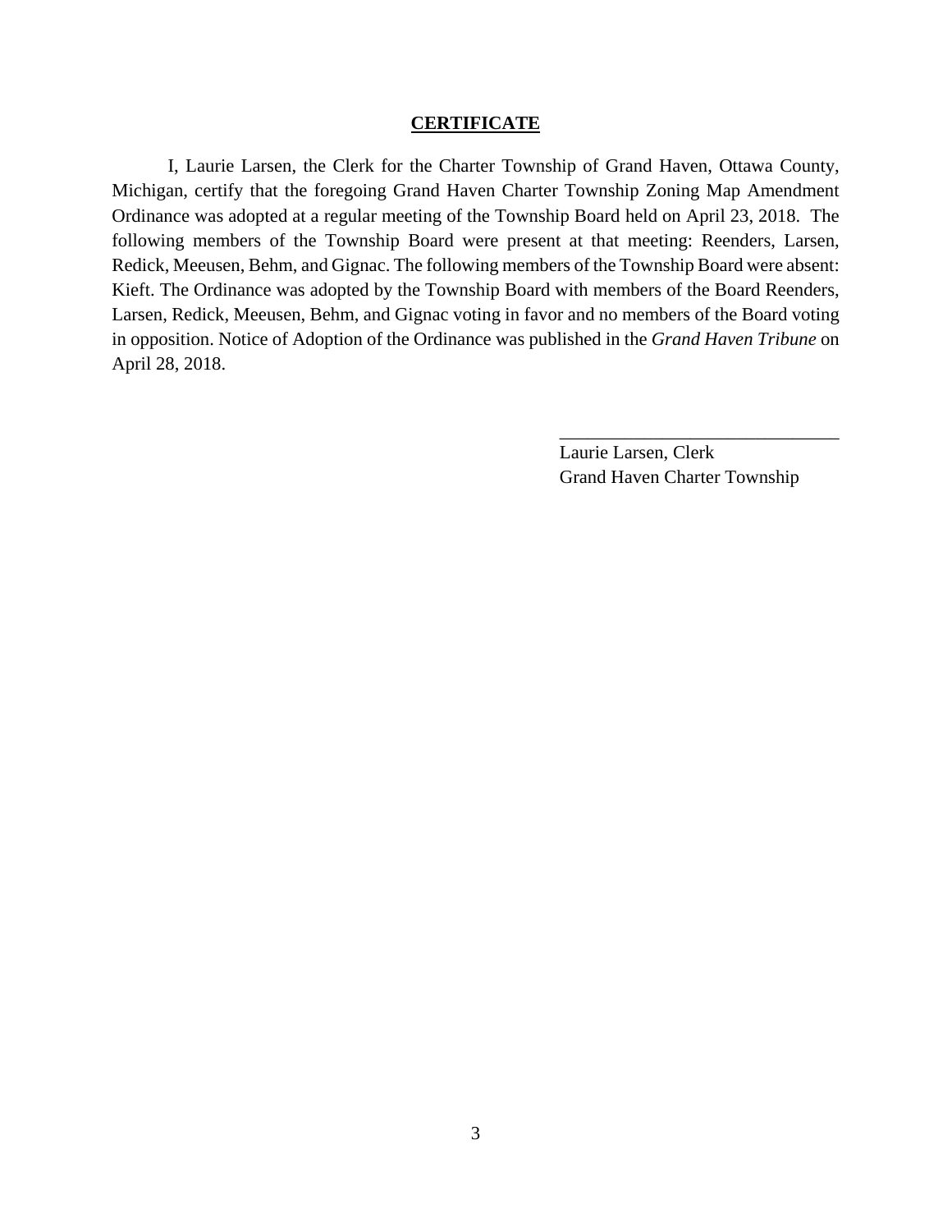**CERTIFICATE**

I, Laurie Larsen, the Clerk for the Charter Township of Grand Haven, Ottawa County, Michigan, certify that the foregoing Grand Haven Charter Township Zoning Map Amendment Ordinance was adopted at a regular meeting of the Township Board held on April 23, 2018. The following members of the Township Board were present at that meeting: Reenders, Larsen, Redick, Meeusen, Behm, and Gignac. The following members of the Township Board were absent: Kieft. The Ordinance was adopted by the Township Board with members of the Board Reenders, Larsen, Redick, Meeusen, Behm, and Gignac voting in favor and no members of the Board voting in opposition. Notice of Adoption of the Ordinance was published in the *Grand Haven Tribune* on April 28, 2018.

\_\_\_\_\_\_\_\_\_\_\_\_\_\_\_\_\_\_\_\_\_\_\_\_\_\_\_\_\_\_\_\_
Laurie Larsen, Clerk
Grand Haven Charter Township